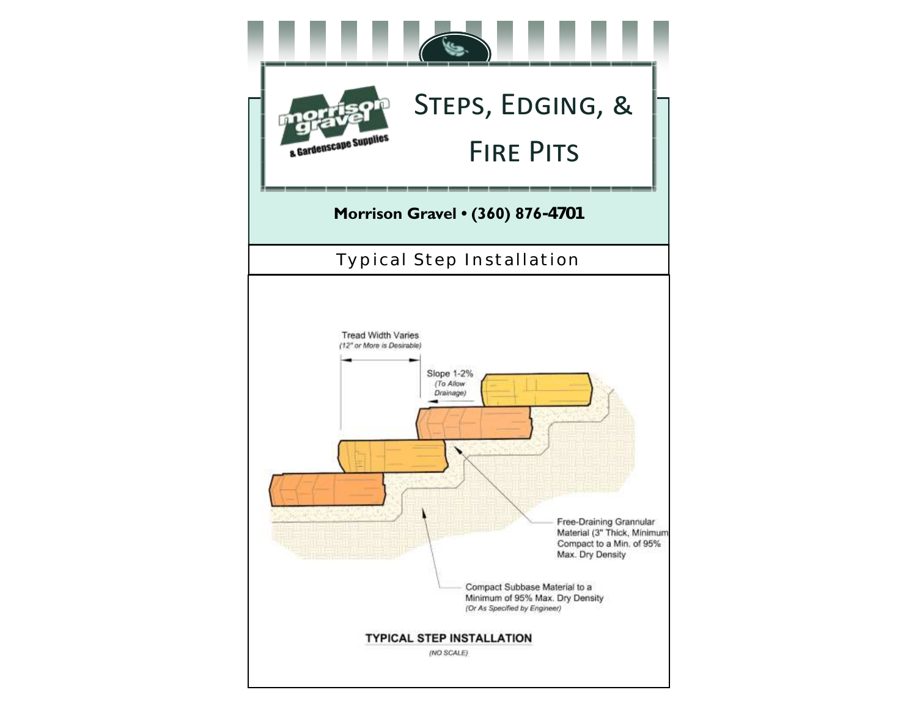# Steps, Edging, & Fire Pits

**Morrison Gravel • (360) 876-4701**

## Typical Step Installation

Tread Width Varies
*(12" or More is Desirable)*

Slope 1-2%
*(To Allow Drainage)*

Free-Draining Grannular Material (3" Thick, Minimum Compact to a Min. of 95% Max. Dry Density

Compact Subbase Material to a Minimum of 95% Max. Dry Density
*(Or As Specified by Engineer)*

**TYPICAL STEP INSTALLATION**

*(NO SCALE)*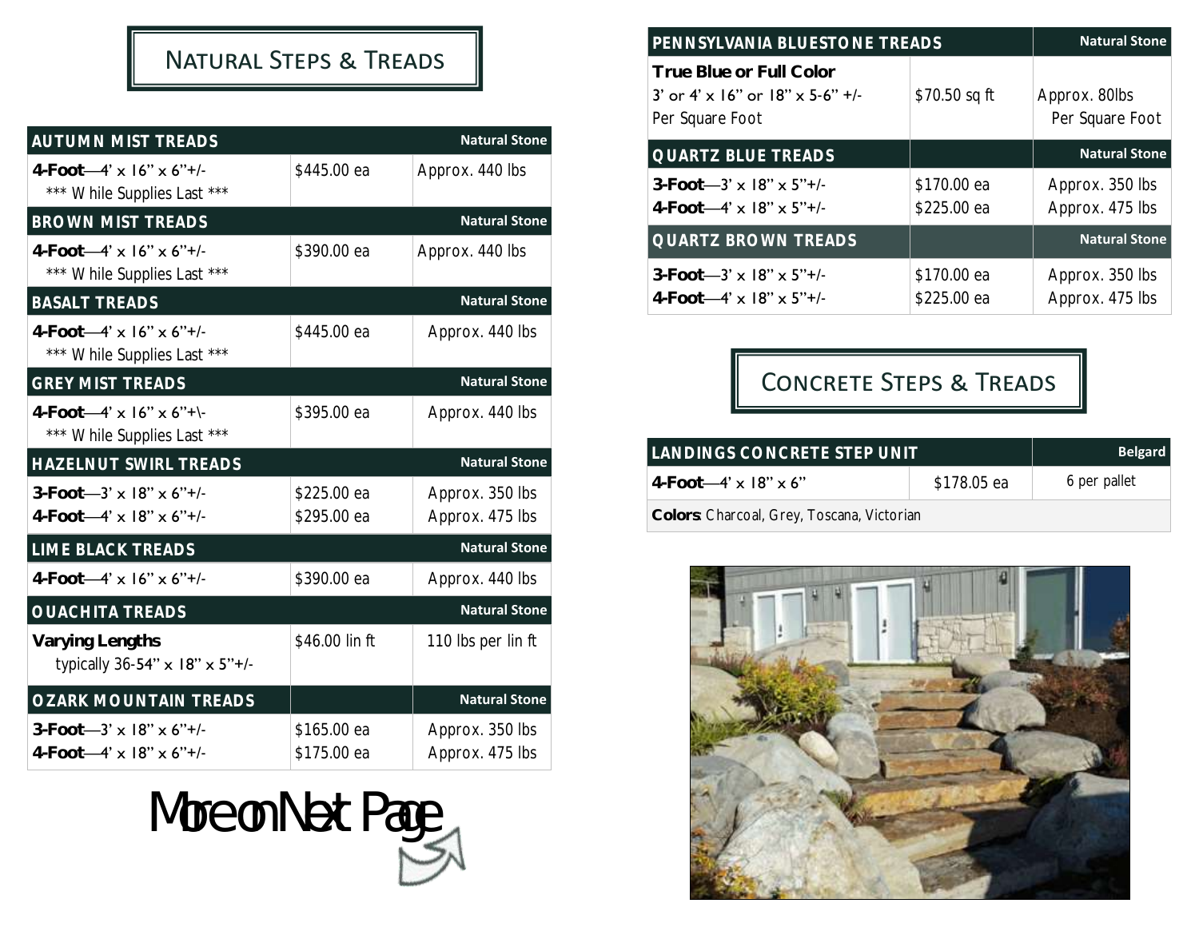# Natural Steps & Treads

| AUTUMN MIST TREADS | | Natural Stone |
|---|---|---|
| **4-Foot**—4' x 16" x 6"+/-<br>*** While Supplies Last *** | $445.00 ea | Approx. 440 lbs |

| BROWN MIST TREADS | | Natural Stone |
|---|---|---|
| **4-Foot**—4' x 16" x 6"+/-<br>*** While Supplies Last *** | $390.00 ea | Approx. 440 lbs |

| BASALT TREADS | | Natural Stone |
|---|---|---|
| **4-Foot**—4' x 16" x 6"+/-<br>*** While Supplies Last *** | $445.00 ea | Approx. 440 lbs |

| GREY MIST TREADS | | Natural Stone |
|---|---|---|
| **4-Foot**—4' x 16" x 6"+\-<br>*** While Supplies Last *** | $395.00 ea | Approx. 440 lbs |

| HAZELNUT SWIRL TREADS | | Natural Stone |
|---|---|---|
| **3-Foot**—3' x 18" x 6"+/- | $225.00 ea | Approx. 350 lbs |
| **4-Foot**—4' x 18" x 6"+/- | $295.00 ea | Approx. 475 lbs |

| LIME BLACK TREADS | | Natural Stone |
|---|---|---|
| **4-Foot**—4' x 16" x 6"+/- | $390.00 ea | Approx. 440 lbs |

| OUACHITA TREADS | | Natural Stone |
|---|---|---|
| **Varying Lengths**<br>typically 36-54" x 18" x 5"+/- | $46.00 lin ft | 110 lbs per lin ft |

| OZARK MOUNTAIN TREADS | | Natural Stone |
|---|---|---|
| **3-Foot**—3' x 18" x 6"+/- | $165.00 ea | Approx. 350 lbs |
| **4-Foot**—4' x 18" x 6"+/- | $175.00 ea | Approx. 475 lbs |

More on Next Page

| PENNSYLVANIA BLUESTONE TREADS | | Natural Stone |
|---|---|---|
| **True Blue or Full Color**<br>3' or 4' x 16" or 18" x 5-6" +/-<br>Per Square Foot | $70.50 sq ft | Approx. 80lbs Per Square Foot |

| QUARTZ BLUE TREADS | | Natural Stone |
|---|---|---|
| **3-Foot**—3' x 18" x 5"+/- | $170.00 ea | Approx. 350 lbs |
| **4-Foot**—4' x 18" x 5"+/- | $225.00 ea | Approx. 475 lbs |

| QUARTZ BROWN TREADS | | Natural Stone |
|---|---|---|
| **3-Foot**—3' x 18" x 5"+/- | $170.00 ea | Approx. 350 lbs |
| **4-Foot**—4' x 18" x 5"+/- | $225.00 ea | Approx. 475 lbs |

# Concrete Steps & Treads

| LANDINGS CONCRETE STEP UNIT | | Belgard |
|---|---|---|
| **4-Foot**—4' x 18" x 6" | $178.05 ea | 6 per pallet |
| **Colors**: Charcoal, Grey, Toscana, Victorian | | |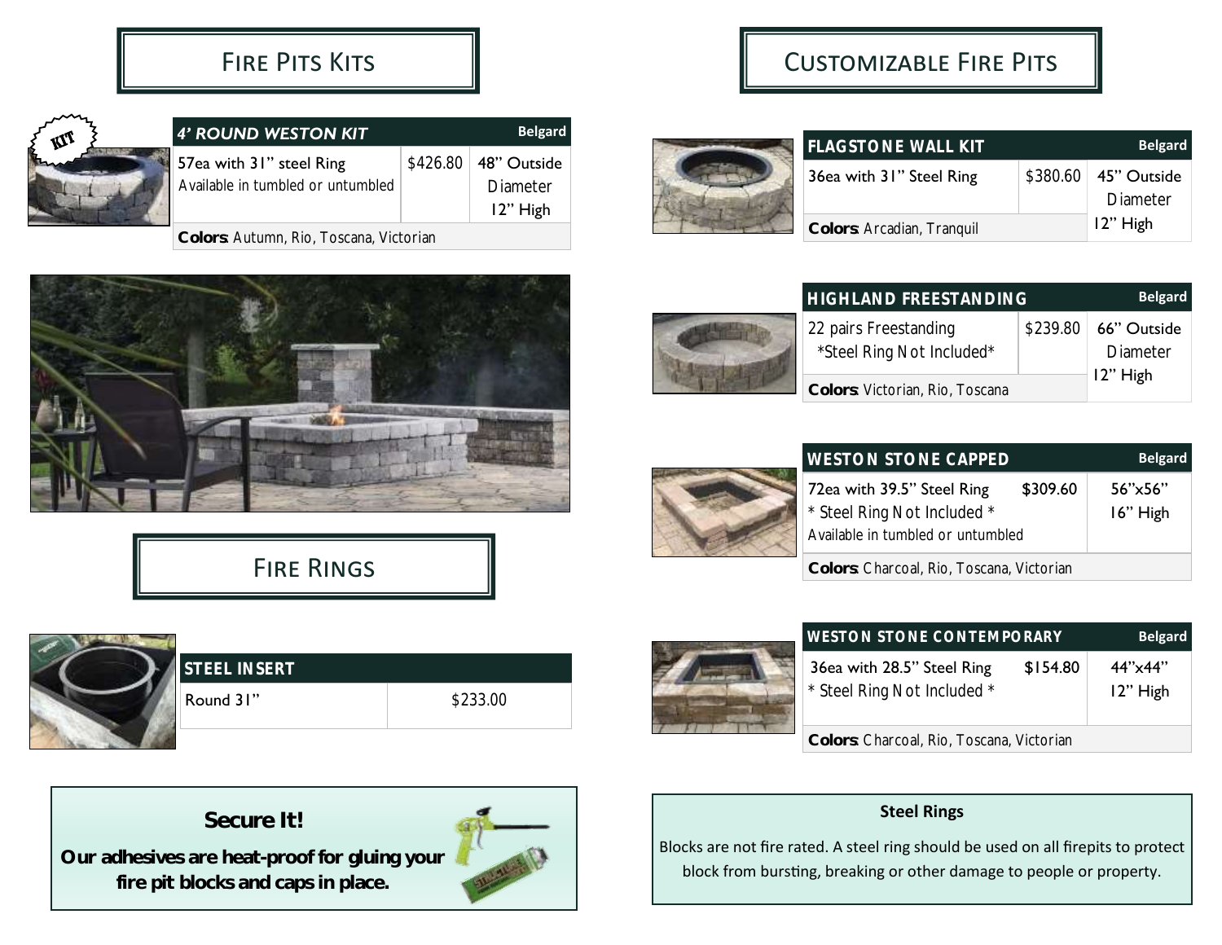## Fire Pits Kits

| 4' ROUND WESTON KIT | Belgard | |
|---|---|---|
| 57ea with 31" steel Ring<br>Available in tumbled or untumbled | $426.80 | 48" Outside Diameter<br>12" High |
| **Colors**: Autumn, Rio, Toscana, Victorian | | |

## Fire Rings

| STEEL INSERT | |
|---|---|
| Round 31" | $233.00 |

**Secure It!**

**Our adhesives are heat-proof for gluing your fire pit blocks and caps in place.**

## Customizable Fire Pits

| FLAGSTONE WALL KIT | Belgard | |
|---|---|---|
| 36ea with 31" Steel Ring | $380.60 | 45" Outside Diameter<br>12" High |
| **Colors**: Arcadian, Tranquil | | |

| HIGHLAND FREESTANDING | Belgard | |
|---|---|---|
| 22 pairs Freestanding<br>*Steel Ring Not Included* | $239.80 | 66" Outside Diameter<br>12" High |
| **Colors**: Victorian, Rio, Toscana | | |

| WESTON STONE CAPPED | Belgard | |
|---|---|---|
| 72ea with 39.5" Steel Ring<br>* Steel Ring Not Included *<br>Available in tumbled or untumbled | $309.60 | 56"x56"<br>16" High |
| **Colors**: Charcoal, Rio, Toscana, Victorian | | |

| WESTON STONE CONTEMPORARY | Belgard | |
|---|---|---|
| 36ea with 28.5" Steel Ring<br>* Steel Ring Not Included * | $154.80 | 44"x44"<br>12" High |
| **Colors**: Charcoal, Rio, Toscana, Victorian | | |

**Steel Rings**

Blocks are not fire rated. A steel ring should be used on all firepits to protect block from bursting, breaking or other damage to people or property.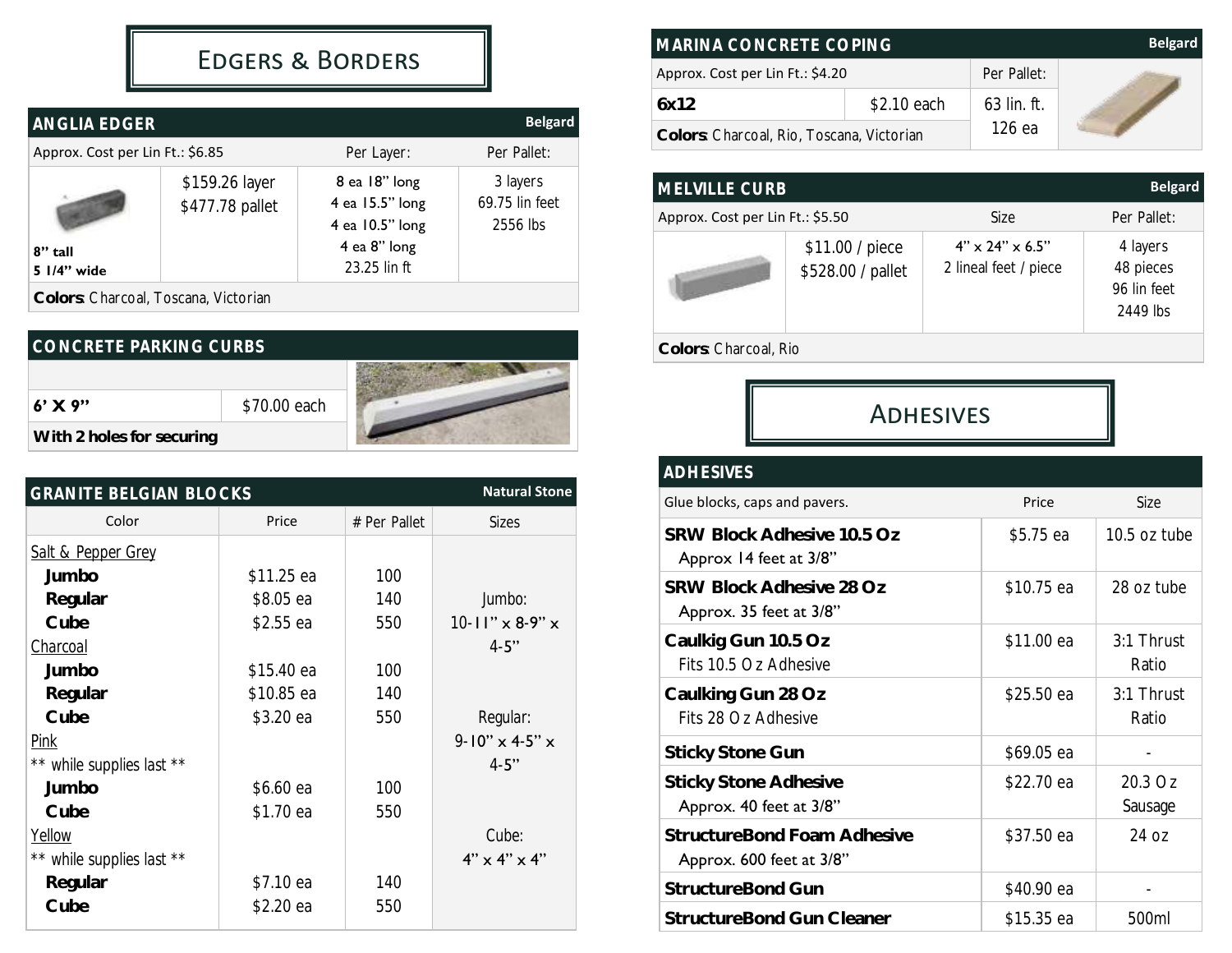# Edgers & Borders

## ANGLIA EDGER — Belgard

| Approx. Cost per Lin Ft.: $6.85 | | Per Layer: | Per Pallet: |
|---|---|---|---|
| 8" tall<br>5 1/4" wide | $159.26 layer<br>$477.78 pallet | 8 ea 18" long<br>4 ea 15.5" long<br>4 ea 10.5" long<br>4 ea 8" long<br>23.25 lin ft | 3 layers<br>69.75 lin feet<br>2556 lbs |

**Colors**: Charcoal, Toscana, Victorian

## CONCRETE PARKING CURBS

| | |
|---|---|
| **6' X 9"** | $70.00 each |
| **With 2 holes for securing** | |

## GRANITE BELGIAN BLOCKS — Natural Stone

| Color | Price | # Per Pallet | Sizes |
|---|---|---|---|
| Salt & Pepper Grey | | | |
| **Jumbo** | $11.25 ea | 100 | |
| **Regular** | $8.05 ea | 140 | Jumbo: |
| **Cube** | $2.55 ea | 550 | 10-11" x 8-9" x 4-5" |
| Charcoal | | | |
| **Jumbo** | $15.40 ea | 100 | |
| **Regular** | $10.85 ea | 140 | |
| **Cube** | $3.20 ea | 550 | Regular: |
| Pink | | | 9-10" x 4-5" x 4-5" |
| ** while supplies last ** | | | |
| **Jumbo** | $6.60 ea | 100 | |
| **Cube** | $1.70 ea | 550 | |
| Yellow | | | Cube: |
| ** while supplies last ** | | | 4" x 4" x 4" |
| **Regular** | $7.10 ea | 140 | |
| **Cube** | $2.20 ea | 550 | |

## MARINA CONCRETE COPING — Belgard

| Approx. Cost per Lin Ft.: $4.20 | | Per Pallet: |
|---|---|---|
| **6x12** | $2.10 each | 63 lin. ft.<br>126 ea |

**Colors**: Charcoal, Rio, Toscana, Victorian

## MELVILLE CURB — Belgard

| Approx. Cost per Lin Ft.: $5.50 | | Size | Per Pallet: |
|---|---|---|---|
| | $11.00 / piece<br>$528.00 / pallet | 4" x 24" x 6.5"<br>2 lineal feet / piece | 4 layers<br>48 pieces<br>96 lin feet<br>2449 lbs |

**Colors**: Charcoal, Rio

# Adhesives

## ADHESIVES

| Glue blocks, caps and pavers. | Price | Size |
|---|---|---|
| **SRW Block Adhesive 10.5 Oz**<br>Approx 14 feet at 3/8" | $5.75 ea | 10.5 oz tube |
| **SRW Block Adhesive 28 Oz**<br>Approx. 35 feet at 3/8" | $10.75 ea | 28 oz tube |
| **Caulkig Gun 10.5 Oz**<br>Fits 10.5 Oz Adhesive | $11.00 ea | 3:1 Thrust Ratio |
| **Caulking Gun 28 Oz**<br>Fits 28 Oz Adhesive | $25.50 ea | 3:1 Thrust Ratio |
| **Sticky Stone Gun** | $69.05 ea | - |
| **Sticky Stone Adhesive**<br>Approx. 40 feet at 3/8" | $22.70 ea | 20.3 Oz Sausage |
| **StructureBond Foam Adhesive**<br>Approx. 600 feet at 3/8" | $37.50 ea | 24 oz |
| **StructureBond Gun** | $40.90 ea | - |
| **StructureBond Gun Cleaner** | $15.35 ea | 500ml |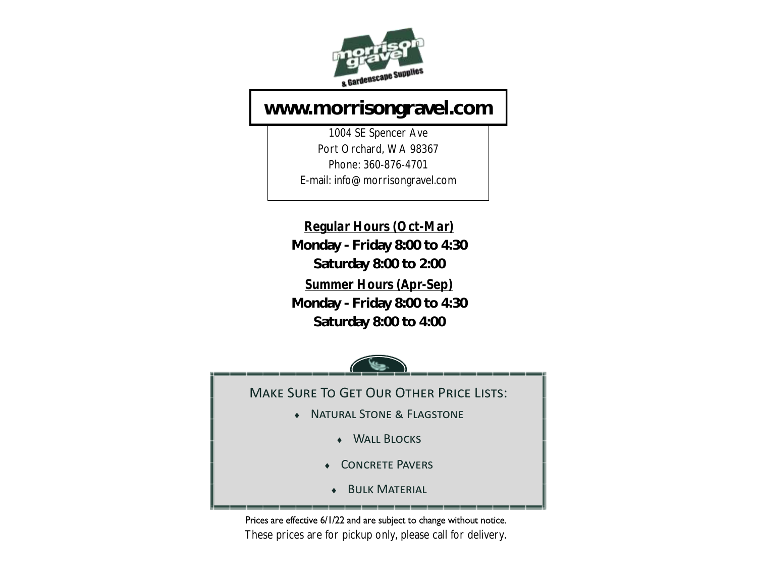morrison gravel

& Gardenscape Supplies

# www.morrisongravel.com

1004 SE Spencer Ave

Port Orchard, WA 98367

Phone: 360-876-4701

E-mail: info@morrisongravel.com

**Regular Hours (Oct-Mar)**

**Monday - Friday 8:00 to 4:30**

**Saturday 8:00 to 2:00**

**Summer Hours (Apr-Sep)**

**Monday - Friday 8:00 to 4:30**

**Saturday 8:00 to 4:00**

MAKE SURE TO GET OUR OTHER PRICE LISTS:

- NATURAL STONE & FLAGSTONE
- WALL BLOCKS
- CONCRETE PAVERS
- BULK MATERIAL

Prices are effective 6/1/22 and are subject to change without notice.

These prices are for pickup only, please call for delivery.